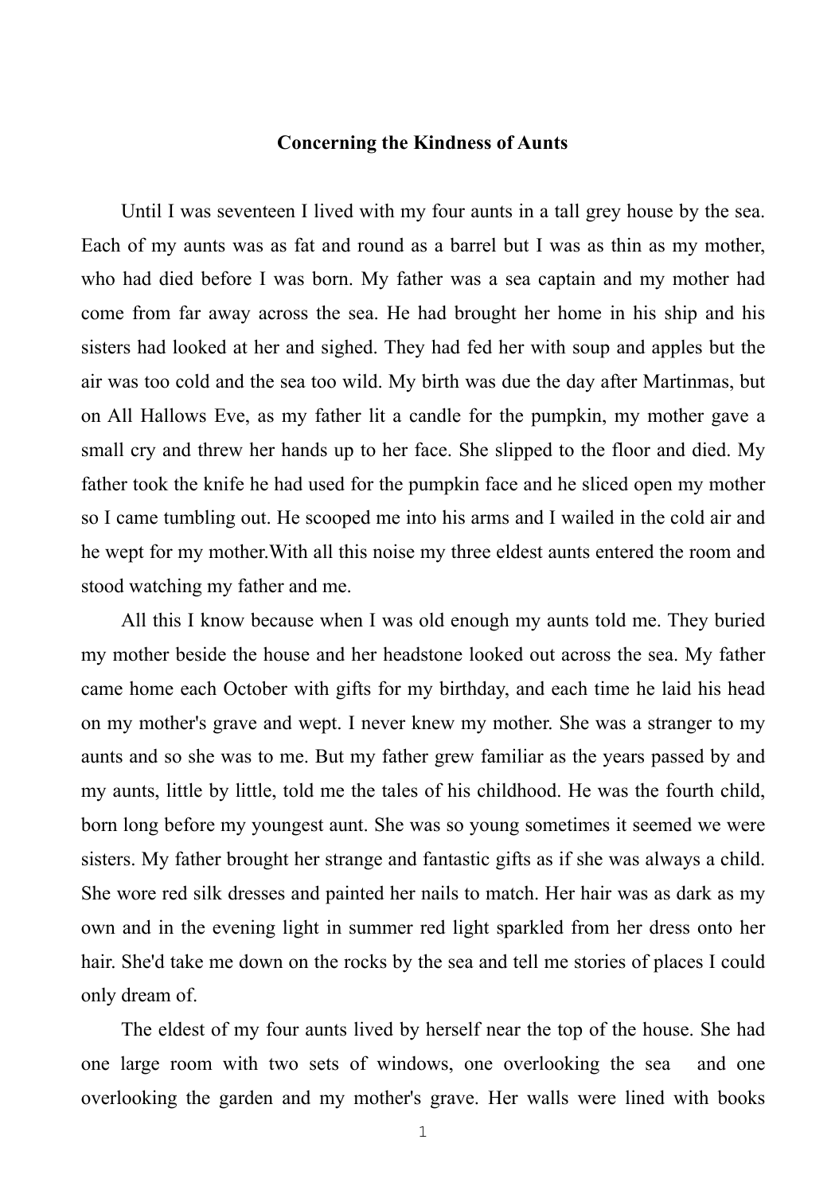# Concerning the Kindness of Aunts

Until I was seventeen I lived with my four aunts in a tall grey house by the sea. Each of my aunts was as fat and round as a barrel but I was as thin as my mother, who had died before I was born. My father was a sea captain and my mother had come from far away across the sea. He had brought her home in his ship and his sisters had looked at her and sighed. They had fed her with soup and apples but the air was too cold and the sea too wild. My birth was due the day after Martinmas, but on All Hallows Eve, as my father lit a candle for the pumpkin, my mother gave a small cry and threw her hands up to her face. She slipped to the floor and died. My father took the knife he had used for the pumpkin face and he sliced open my mother so I came tumbling out. He scooped me into his arms and I wailed in the cold air and he wept for my mother.With all this noise my three eldest aunts entered the room and stood watching my father and me.

All this I know because when I was old enough my aunts told me. They buried my mother beside the house and her headstone looked out across the sea. My father came home each October with gifts for my birthday, and each time he laid his head on my mother's grave and wept. I never knew my mother. She was a stranger to my aunts and so she was to me. But my father grew familiar as the years passed by and my aunts, little by little, told me the tales of his childhood. He was the fourth child, born long before my youngest aunt. She was so young sometimes it seemed we were sisters. My father brought her strange and fantastic gifts as if she was always a child. She wore red silk dresses and painted her nails to match. Her hair was as dark as my own and in the evening light in summer red light sparkled from her dress onto her hair. She'd take me down on the rocks by the sea and tell me stories of places I could only dream of.

The eldest of my four aunts lived by herself near the top of the house. She had one large room with two sets of windows, one overlooking the sea and one overlooking the garden and my mother's grave. Her walls were lined with books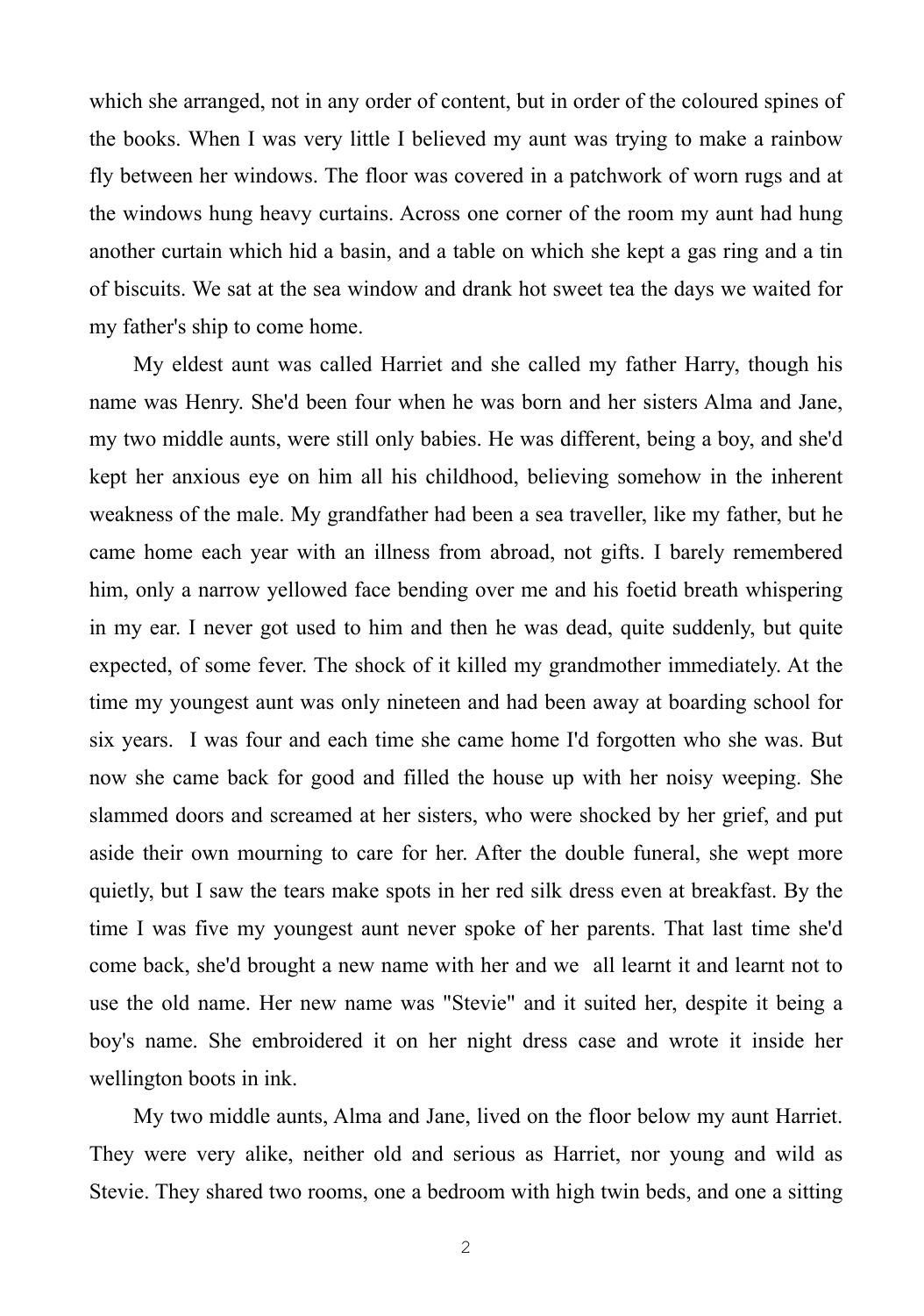which she arranged, not in any order of content, but in order of the coloured spines of the books. When I was very little I believed my aunt was trying to make a rainbow fly between her windows. The floor was covered in a patchwork of worn rugs and at the windows hung heavy curtains. Across one corner of the room my aunt had hung another curtain which hid a basin, and a table on which she kept a gas ring and a tin of biscuits. We sat at the sea window and drank hot sweet tea the days we waited for my father's ship to come home.

My eldest aunt was called Harriet and she called my father Harry, though his name was Henry. She'd been four when he was born and her sisters Alma and Jane, my two middle aunts, were still only babies. He was different, being a boy, and she'd kept her anxious eye on him all his childhood, believing somehow in the inherent weakness of the male. My grandfather had been a sea traveller, like my father, but he came home each year with an illness from abroad, not gifts. I barely remembered him, only a narrow yellowed face bending over me and his foetid breath whispering in my ear. I never got used to him and then he was dead, quite suddenly, but quite expected, of some fever. The shock of it killed my grandmother immediately. At the time my youngest aunt was only nineteen and had been away at boarding school for six years. I was four and each time she came home I'd forgotten who she was. But now she came back for good and filled the house up with her noisy weeping. She slammed doors and screamed at her sisters, who were shocked by her grief, and put aside their own mourning to care for her. After the double funeral, she wept more quietly, but I saw the tears make spots in her red silk dress even at breakfast. By the time I was five my youngest aunt never spoke of her parents. That last time she'd come back, she'd brought a new name with her and we all learnt it and learnt not to use the old name. Her new name was "Stevie" and it suited her, despite it being a boy's name. She embroidered it on her night dress case and wrote it inside her wellington boots in ink.

My two middle aunts, Alma and Jane, lived on the floor below my aunt Harriet. They were very alike, neither old and serious as Harriet, nor young and wild as Stevie. They shared two rooms, one a bedroom with high twin beds, and one a sitting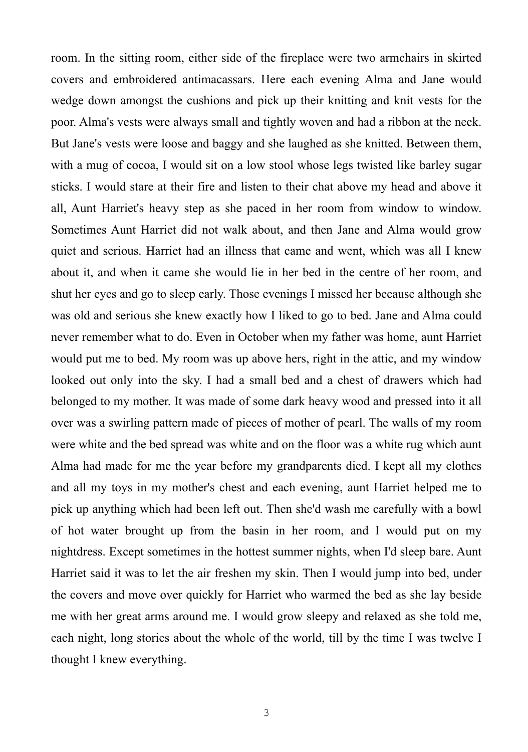room. In the sitting room, either side of the fireplace were two armchairs in skirted covers and embroidered antimacassars. Here each evening Alma and Jane would wedge down amongst the cushions and pick up their knitting and knit vests for the poor. Alma's vests were always small and tightly woven and had a ribbon at the neck. But Jane's vests were loose and baggy and she laughed as she knitted. Between them, with a mug of cocoa, I would sit on a low stool whose legs twisted like barley sugar sticks. I would stare at their fire and listen to their chat above my head and above it all, Aunt Harriet's heavy step as she paced in her room from window to window. Sometimes Aunt Harriet did not walk about, and then Jane and Alma would grow quiet and serious. Harriet had an illness that came and went, which was all I knew about it, and when it came she would lie in her bed in the centre of her room, and shut her eyes and go to sleep early. Those evenings I missed her because although she was old and serious she knew exactly how I liked to go to bed. Jane and Alma could never remember what to do. Even in October when my father was home, aunt Harriet would put me to bed. My room was up above hers, right in the attic, and my window looked out only into the sky. I had a small bed and a chest of drawers which had belonged to my mother. It was made of some dark heavy wood and pressed into it all over was a swirling pattern made of pieces of mother of pearl. The walls of my room were white and the bed spread was white and on the floor was a white rug which aunt Alma had made for me the year before my grandparents died. I kept all my clothes and all my toys in my mother's chest and each evening, aunt Harriet helped me to pick up anything which had been left out. Then she'd wash me carefully with a bowl of hot water brought up from the basin in her room, and I would put on my nightdress. Except sometimes in the hottest summer nights, when I'd sleep bare. Aunt Harriet said it was to let the air freshen my skin. Then I would jump into bed, under the covers and move over quickly for Harriet who warmed the bed as she lay beside me with her great arms around me. I would grow sleepy and relaxed as she told me, each night, long stories about the whole of the world, till by the time I was twelve I thought I knew everything.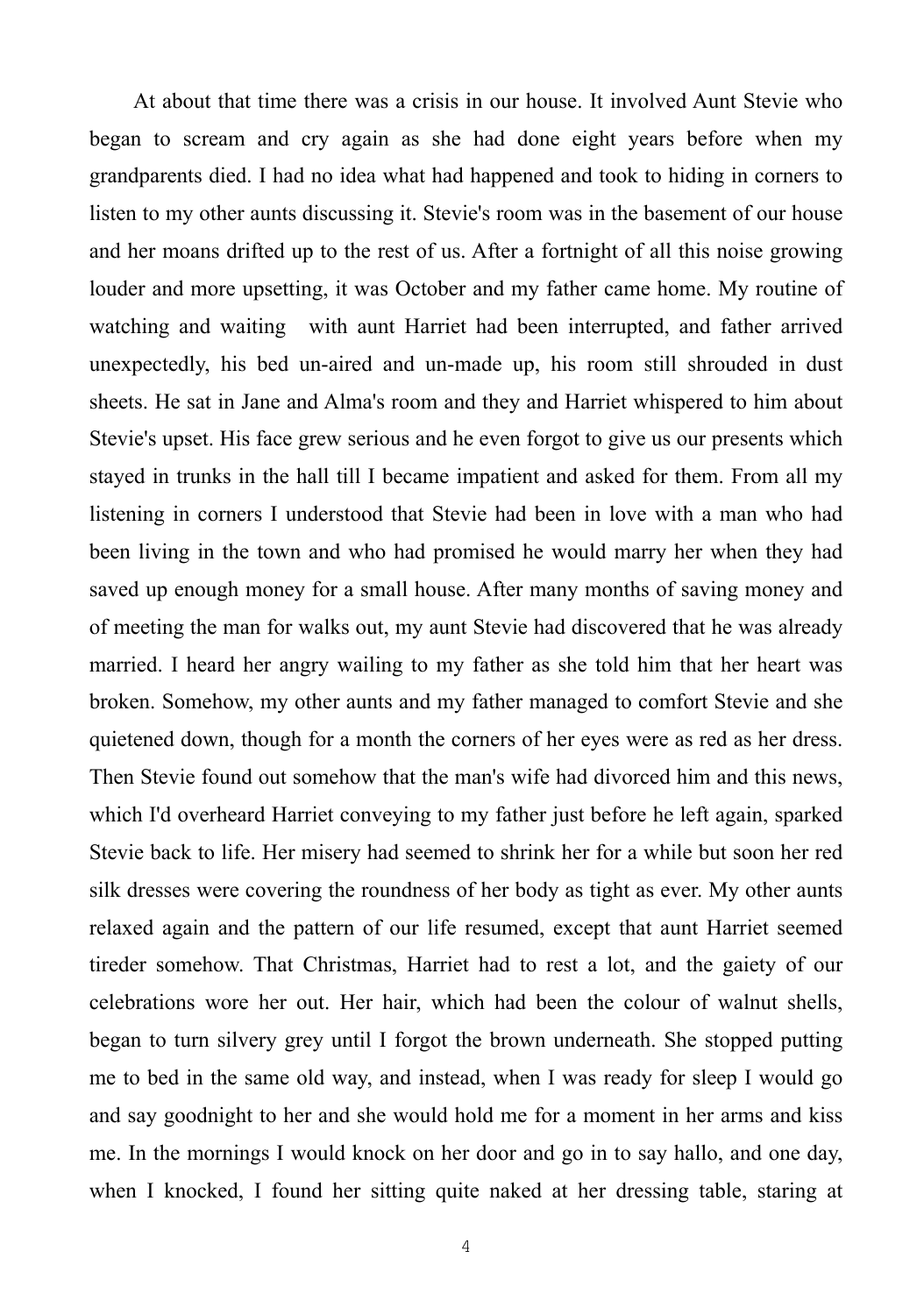At about that time there was a crisis in our house. It involved Aunt Stevie who began to scream and cry again as she had done eight years before when my grandparents died. I had no idea what had happened and took to hiding in corners to listen to my other aunts discussing it. Stevie's room was in the basement of our house and her moans drifted up to the rest of us. After a fortnight of all this noise growing louder and more upsetting, it was October and my father came home. My routine of watching and waiting with aunt Harriet had been interrupted, and father arrived unexpectedly, his bed un-aired and un-made up, his room still shrouded in dust sheets. He sat in Jane and Alma's room and they and Harriet whispered to him about Stevie's upset. His face grew serious and he even forgot to give us our presents which stayed in trunks in the hall till I became impatient and asked for them. From all my listening in corners I understood that Stevie had been in love with a man who had been living in the town and who had promised he would marry her when they had saved up enough money for a small house. After many months of saving money and of meeting the man for walks out, my aunt Stevie had discovered that he was already married. I heard her angry wailing to my father as she told him that her heart was broken. Somehow, my other aunts and my father managed to comfort Stevie and she quietened down, though for a month the corners of her eyes were as red as her dress. Then Stevie found out somehow that the man's wife had divorced him and this news, which I'd overheard Harriet conveying to my father just before he left again, sparked Stevie back to life. Her misery had seemed to shrink her for a while but soon her red silk dresses were covering the roundness of her body as tight as ever. My other aunts relaxed again and the pattern of our life resumed, except that aunt Harriet seemed tireder somehow. That Christmas, Harriet had to rest a lot, and the gaiety of our celebrations wore her out. Her hair, which had been the colour of walnut shells, began to turn silvery grey until I forgot the brown underneath. She stopped putting me to bed in the same old way, and instead, when I was ready for sleep I would go and say goodnight to her and she would hold me for a moment in her arms and kiss me. In the mornings I would knock on her door and go in to say hallo, and one day, when I knocked, I found her sitting quite naked at her dressing table, staring at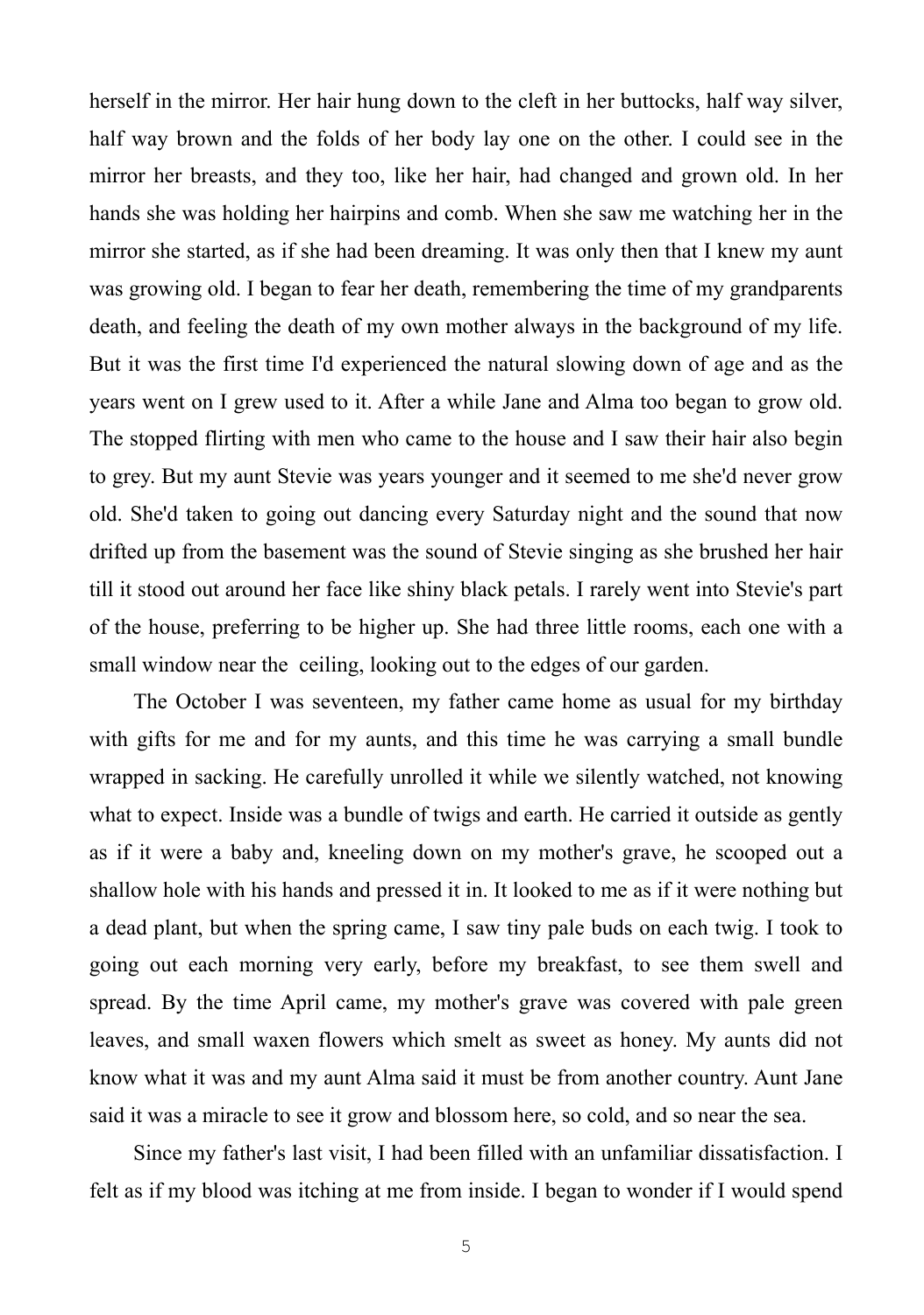herself in the mirror. Her hair hung down to the cleft in her buttocks, half way silver, half way brown and the folds of her body lay one on the other. I could see in the mirror her breasts, and they too, like her hair, had changed and grown old. In her hands she was holding her hairpins and comb. When she saw me watching her in the mirror she started, as if she had been dreaming. It was only then that I knew my aunt was growing old. I began to fear her death, remembering the time of my grandparents death, and feeling the death of my own mother always in the background of my life. But it was the first time I'd experienced the natural slowing down of age and as the years went on I grew used to it. After a while Jane and Alma too began to grow old. The stopped flirting with men who came to the house and I saw their hair also begin to grey. But my aunt Stevie was years younger and it seemed to me she'd never grow old. She'd taken to going out dancing every Saturday night and the sound that now drifted up from the basement was the sound of Stevie singing as she brushed her hair till it stood out around her face like shiny black petals. I rarely went into Stevie's part of the house, preferring to be higher up. She had three little rooms, each one with a small window near the ceiling, looking out to the edges of our garden.

The October I was seventeen, my father came home as usual for my birthday with gifts for me and for my aunts, and this time he was carrying a small bundle wrapped in sacking. He carefully unrolled it while we silently watched, not knowing what to expect. Inside was a bundle of twigs and earth. He carried it outside as gently as if it were a baby and, kneeling down on my mother's grave, he scooped out a shallow hole with his hands and pressed it in. It looked to me as if it were nothing but a dead plant, but when the spring came, I saw tiny pale buds on each twig. I took to going out each morning very early, before my breakfast, to see them swell and spread. By the time April came, my mother's grave was covered with pale green leaves, and small waxen flowers which smelt as sweet as honey. My aunts did not know what it was and my aunt Alma said it must be from another country. Aunt Jane said it was a miracle to see it grow and blossom here, so cold, and so near the sea.

Since my father's last visit, I had been filled with an unfamiliar dissatisfaction. I felt as if my blood was itching at me from inside. I began to wonder if I would spend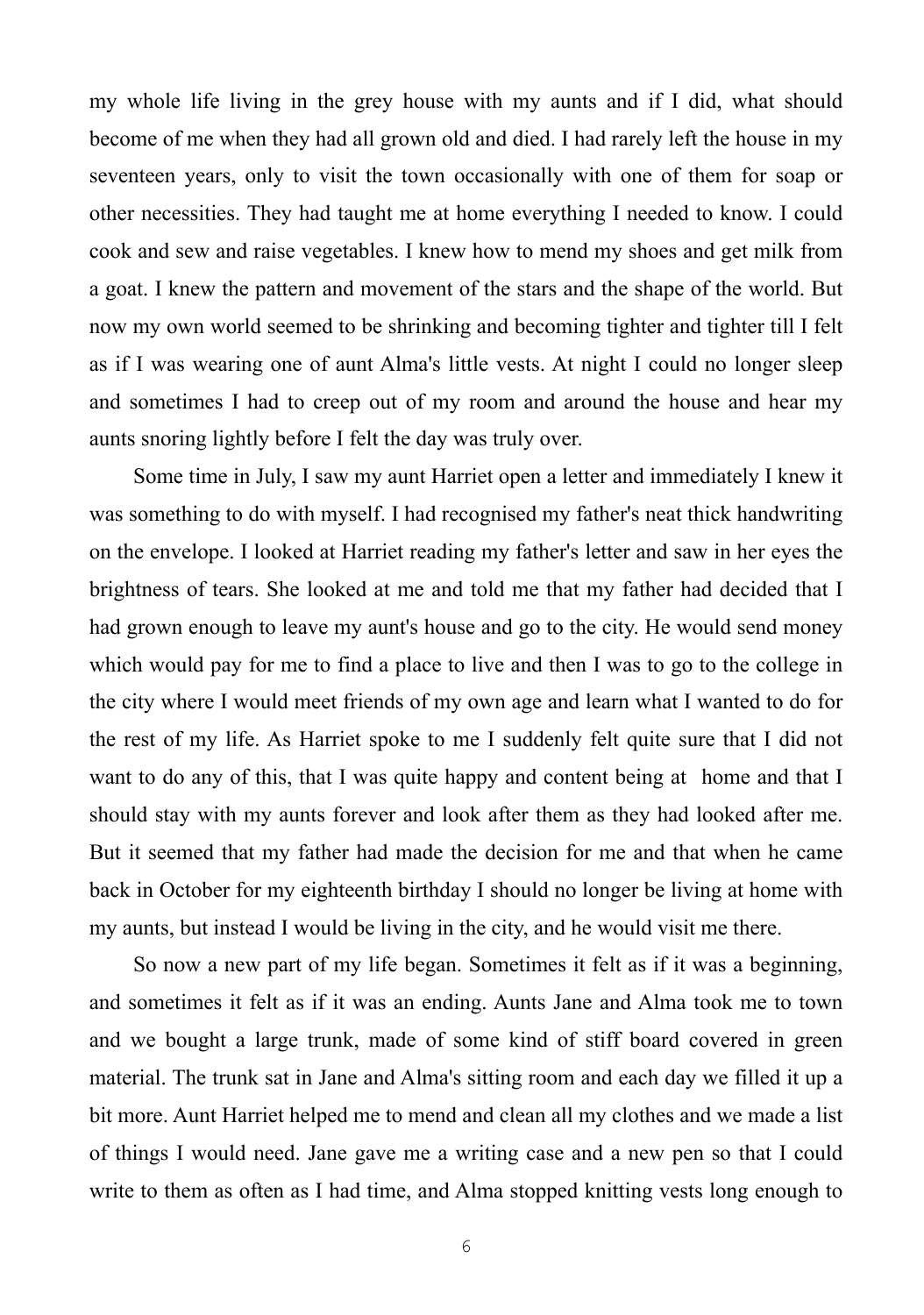my whole life living in the grey house with my aunts and if I did, what should become of me when they had all grown old and died. I had rarely left the house in my seventeen years, only to visit the town occasionally with one of them for soap or other necessities. They had taught me at home everything I needed to know. I could cook and sew and raise vegetables. I knew how to mend my shoes and get milk from a goat. I knew the pattern and movement of the stars and the shape of the world. But now my own world seemed to be shrinking and becoming tighter and tighter till I felt as if I was wearing one of aunt Alma's little vests. At night I could no longer sleep and sometimes I had to creep out of my room and around the house and hear my aunts snoring lightly before I felt the day was truly over.

Some time in July, I saw my aunt Harriet open a letter and immediately I knew it was something to do with myself. I had recognised my father's neat thick handwriting on the envelope. I looked at Harriet reading my father's letter and saw in her eyes the brightness of tears. She looked at me and told me that my father had decided that I had grown enough to leave my aunt's house and go to the city. He would send money which would pay for me to find a place to live and then I was to go to the college in the city where I would meet friends of my own age and learn what I wanted to do for the rest of my life. As Harriet spoke to me I suddenly felt quite sure that I did not want to do any of this, that I was quite happy and content being at home and that I should stay with my aunts forever and look after them as they had looked after me. But it seemed that my father had made the decision for me and that when he came back in October for my eighteenth birthday I should no longer be living at home with my aunts, but instead I would be living in the city, and he would visit me there.

So now a new part of my life began. Sometimes it felt as if it was a beginning, and sometimes it felt as if it was an ending. Aunts Jane and Alma took me to town and we bought a large trunk, made of some kind of stiff board covered in green material. The trunk sat in Jane and Alma's sitting room and each day we filled it up a bit more. Aunt Harriet helped me to mend and clean all my clothes and we made a list of things I would need. Jane gave me a writing case and a new pen so that I could write to them as often as I had time, and Alma stopped knitting vests long enough to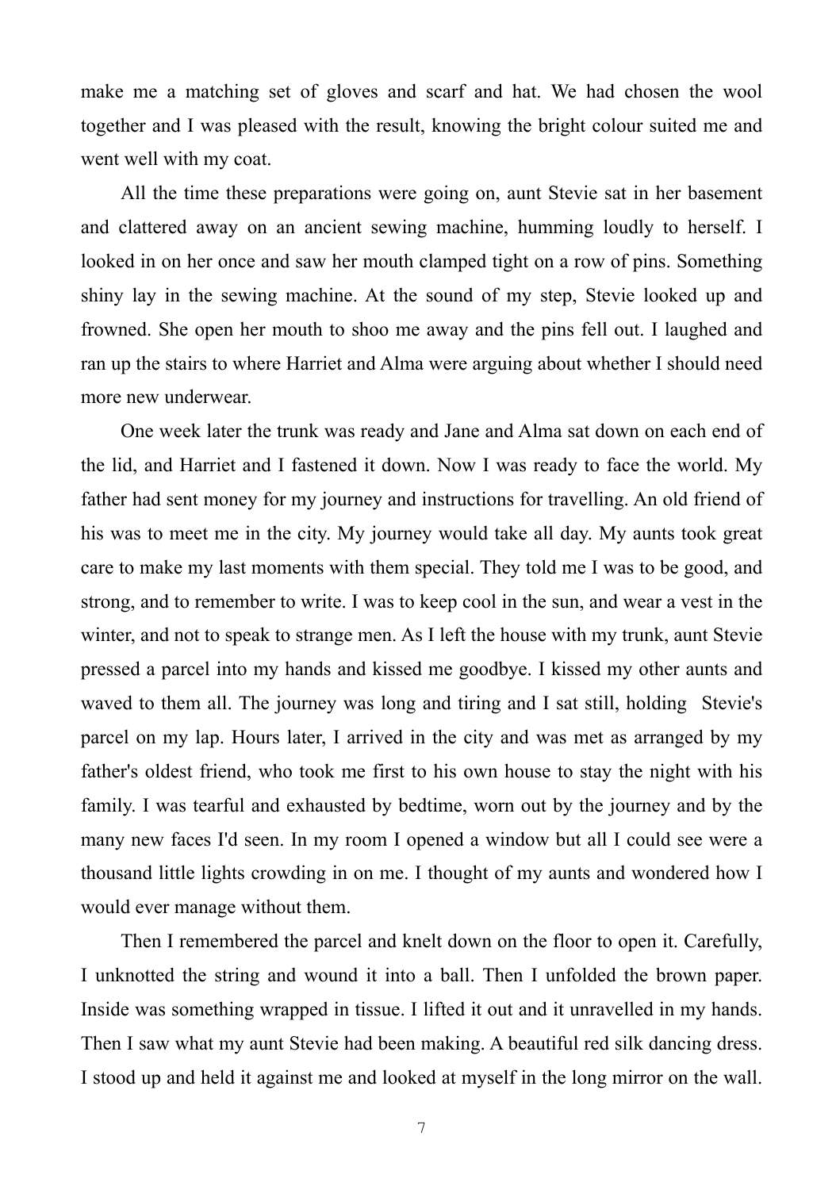make me a matching set of gloves and scarf and hat. We had chosen the wool together and I was pleased with the result, knowing the bright colour suited me and went well with my coat.

All the time these preparations were going on, aunt Stevie sat in her basement and clattered away on an ancient sewing machine, humming loudly to herself. I looked in on her once and saw her mouth clamped tight on a row of pins. Something shiny lay in the sewing machine. At the sound of my step, Stevie looked up and frowned. She open her mouth to shoo me away and the pins fell out. I laughed and ran up the stairs to where Harriet and Alma were arguing about whether I should need more new underwear.

One week later the trunk was ready and Jane and Alma sat down on each end of the lid, and Harriet and I fastened it down. Now I was ready to face the world. My father had sent money for my journey and instructions for travelling. An old friend of his was to meet me in the city. My journey would take all day. My aunts took great care to make my last moments with them special. They told me I was to be good, and strong, and to remember to write. I was to keep cool in the sun, and wear a vest in the winter, and not to speak to strange men. As I left the house with my trunk, aunt Stevie pressed a parcel into my hands and kissed me goodbye. I kissed my other aunts and waved to them all. The journey was long and tiring and I sat still, holding Stevie's parcel on my lap. Hours later, I arrived in the city and was met as arranged by my father's oldest friend, who took me first to his own house to stay the night with his family. I was tearful and exhausted by bedtime, worn out by the journey and by the many new faces I'd seen. In my room I opened a window but all I could see were a thousand little lights crowding in on me. I thought of my aunts and wondered how I would ever manage without them.

Then I remembered the parcel and knelt down on the floor to open it. Carefully, I unknotted the string and wound it into a ball. Then I unfolded the brown paper. Inside was something wrapped in tissue. I lifted it out and it unravelled in my hands. Then I saw what my aunt Stevie had been making. A beautiful red silk dancing dress. I stood up and held it against me and looked at myself in the long mirror on the wall.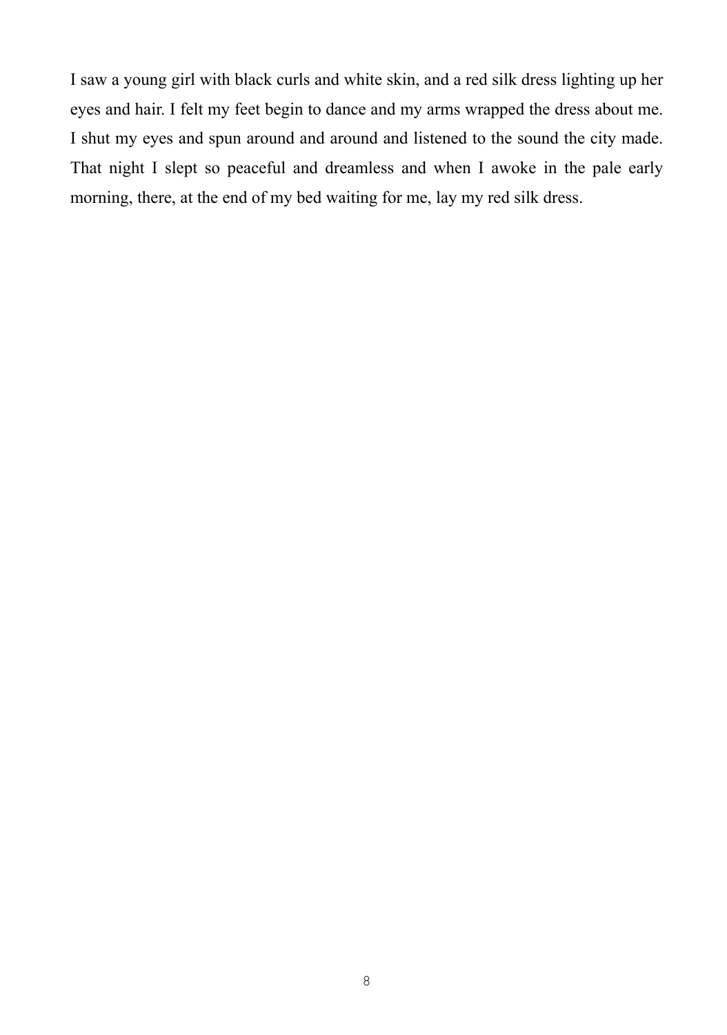I saw a young girl with black curls and white skin, and a red silk dress lighting up her eyes and hair. I felt my feet begin to dance and my arms wrapped the dress about me. I shut my eyes and spun around and around and listened to the sound the city made. That night I slept so peaceful and dreamless and when I awoke in the pale early morning, there, at the end of my bed waiting for me, lay my red silk dress.